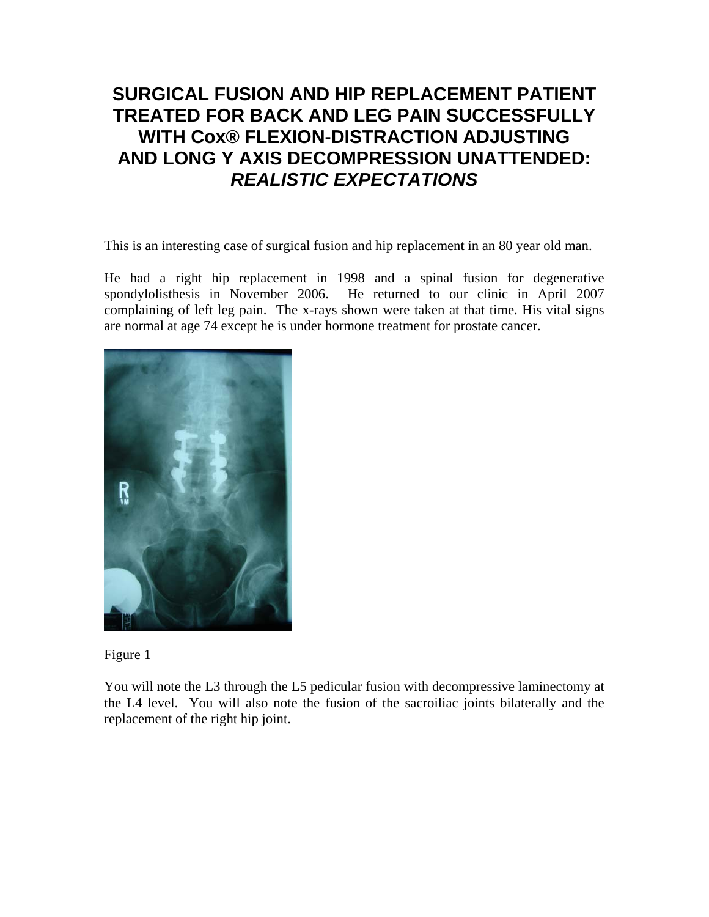# SURGICAL FUSION AND HIP REPLACEMENT PATIENT TREATED FOR BACK AND LEG PAIN SUCCESSFULLY WITH Cox® FLEXION-DISTRACTION ADJUSTING AND LONG Y AXIS DECOMPRESSION UNATTENDED: *REALISTIC EXPECTATIONS*

This is an interesting case of surgical fusion and hip replacement in an 80 year old man.

He had a right hip replacement in 1998 and a spinal fusion for degenerative spondylolisthesis in November 2006. He returned to our clinic in April 2007 complaining of left leg pain. The x-rays shown were taken at that time. His vital signs are normal at age 74 except he is under hormone treatment for prostate cancer.

Figure 1

You will note the L3 through the L5 pedicular fusion with decompressive laminectomy at the L4 level. You will also note the fusion of the sacroiliac joints bilaterally and the replacement of the right hip joint.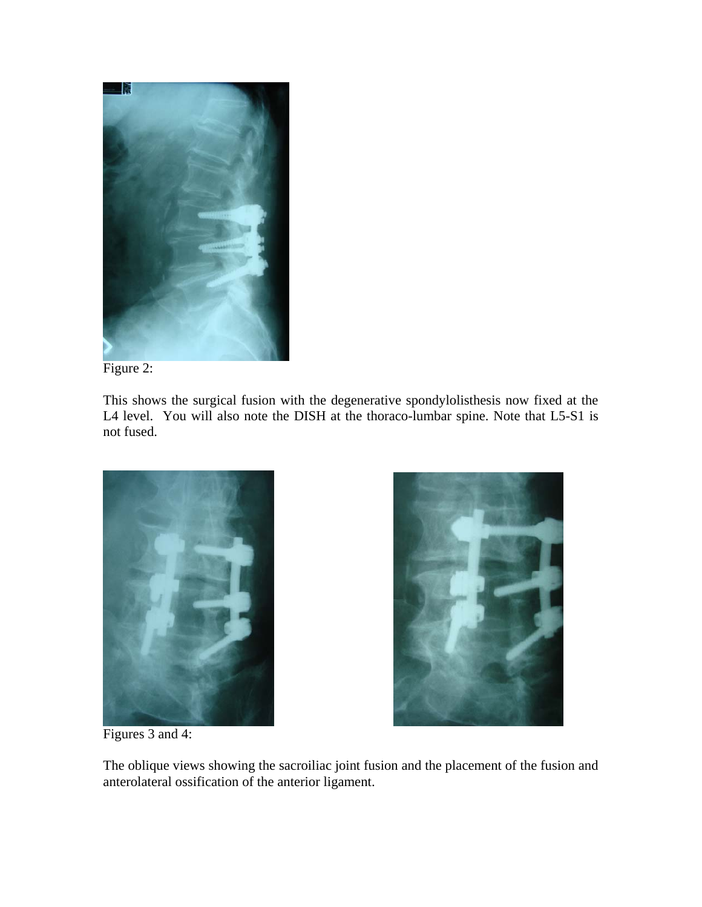Figure 2:

This shows the surgical fusion with the degenerative spondylolisthesis now fixed at the L4 level. You will also note the DISH at the thoraco-lumbar spine. Note that L5-S1 is not fused.

Figures 3 and 4:

The oblique views showing the sacroiliac joint fusion and the placement of the fusion and anterolateral ossification of the anterior ligament.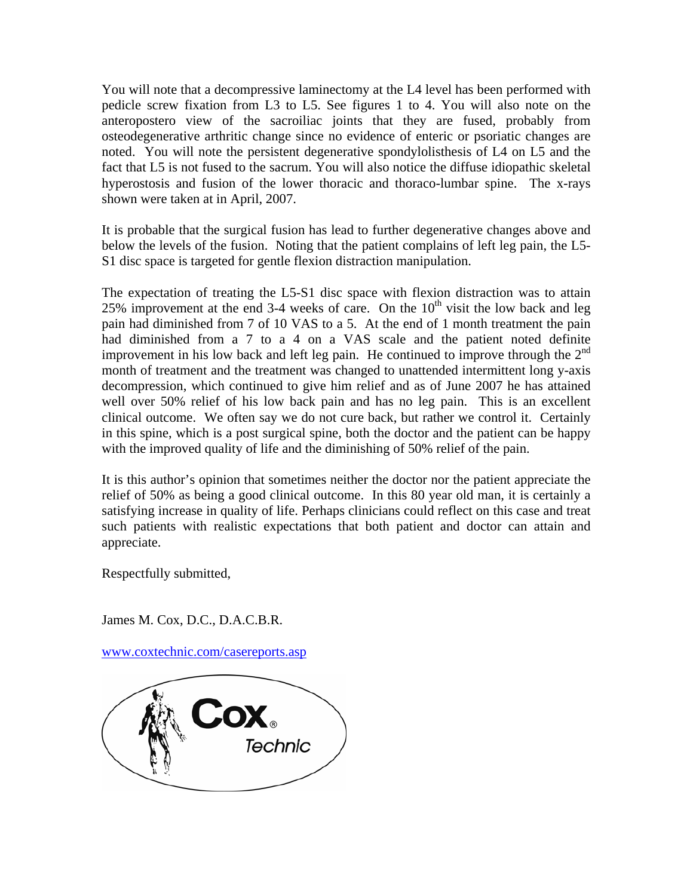You will note that a decompressive laminectomy at the L4 level has been performed with pedicle screw fixation from L3 to L5. See figures 1 to 4. You will also note on the anteropostero view of the sacroiliac joints that they are fused, probably from osteodegenerative arthritic change since no evidence of enteric or psoriatic changes are noted. You will note the persistent degenerative spondylolisthesis of L4 on L5 and the fact that L5 is not fused to the sacrum. You will also notice the diffuse idiopathic skeletal hyperostosis and fusion of the lower thoracic and thoraco-lumbar spine. The x-rays shown were taken at in April, 2007.

It is probable that the surgical fusion has lead to further degenerative changes above and below the levels of the fusion. Noting that the patient complains of left leg pain, the L5-S1 disc space is targeted for gentle flexion distraction manipulation.

The expectation of treating the L5-S1 disc space with flexion distraction was to attain 25% improvement at the end 3-4 weeks of care. On the 10th visit the low back and leg pain had diminished from 7 of 10 VAS to a 5. At the end of 1 month treatment the pain had diminished from a 7 to a 4 on a VAS scale and the patient noted definite improvement in his low back and left leg pain. He continued to improve through the 2nd month of treatment and the treatment was changed to unattended intermittent long y-axis decompression, which continued to give him relief and as of June 2007 he has attained well over 50% relief of his low back pain and has no leg pain. This is an excellent clinical outcome. We often say we do not cure back, but rather we control it. Certainly in this spine, which is a post surgical spine, both the doctor and the patient can be happy with the improved quality of life and the diminishing of 50% relief of the pain.

It is this author's opinion that sometimes neither the doctor nor the patient appreciate the relief of 50% as being a good clinical outcome. In this 80 year old man, it is certainly a satisfying increase in quality of life. Perhaps clinicians could reflect on this case and treat such patients with realistic expectations that both patient and doctor can attain and appreciate.

Respectfully submitted,

James M. Cox, D.C., D.A.C.B.R.

www.coxtechnic.com/casereports.asp

Cox® Technic